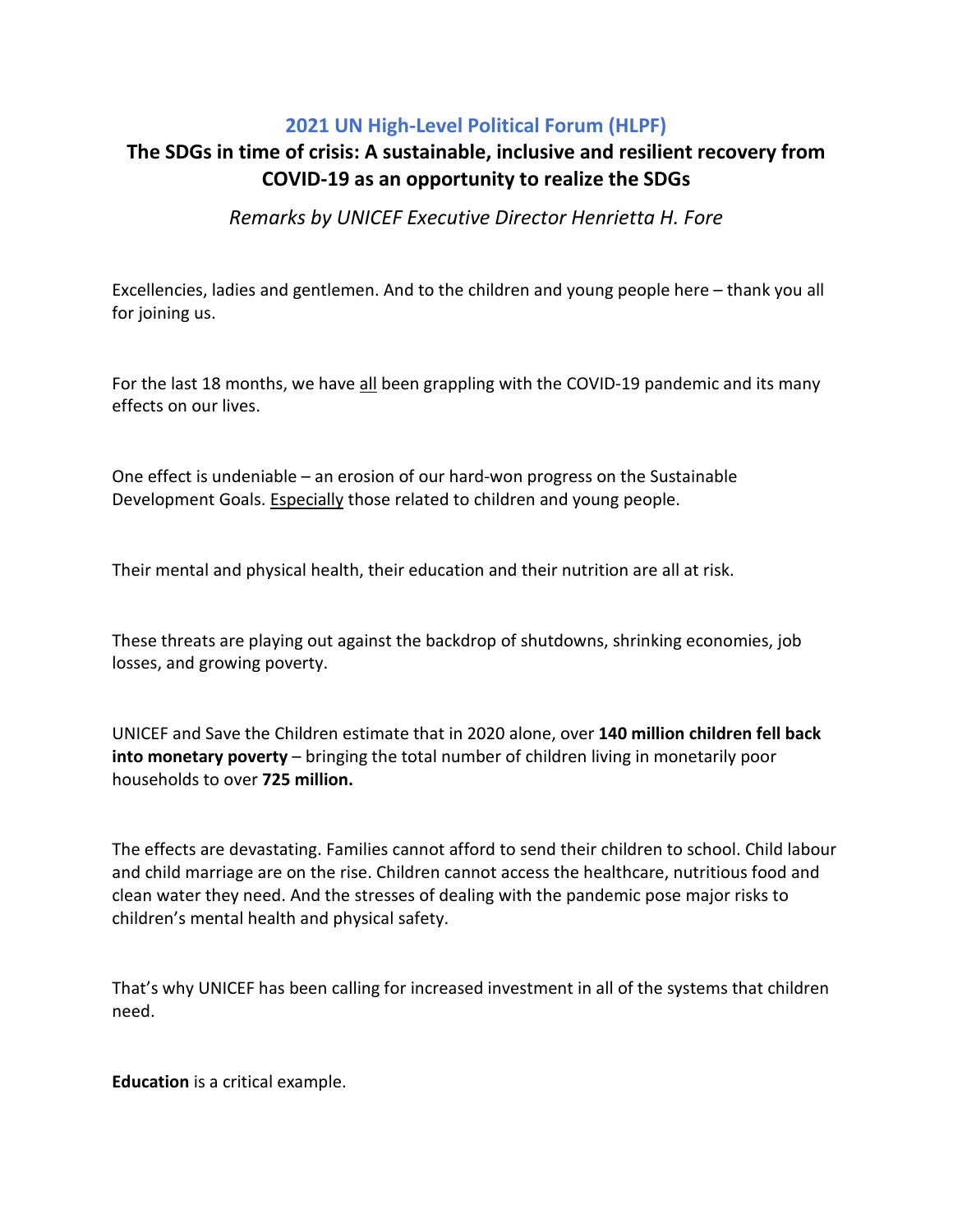## 2021 UN High-Level Political Forum (HLPF)

# The SDGs in time of crisis: A sustainable, inclusive and resilient recovery from COVID-19 as an opportunity to realize the SDGs

*Remarks by UNICEF Executive Director Henrietta H. Fore*

Excellencies, ladies and gentlemen. And to the children and young people here – thank you all for joining us.

For the last 18 months, we have all been grappling with the COVID-19 pandemic and its many effects on our lives.

One effect is undeniable – an erosion of our hard-won progress on the Sustainable Development Goals. Especially those related to children and young people.

Their mental and physical health, their education and their nutrition are all at risk.

These threats are playing out against the backdrop of shutdowns, shrinking economies, job losses, and growing poverty.

UNICEF and Save the Children estimate that in 2020 alone, over **140 million children fell back into monetary poverty** – bringing the total number of children living in monetarily poor households to over **725 million.**

The effects are devastating. Families cannot afford to send their children to school. Child labour and child marriage are on the rise. Children cannot access the healthcare, nutritious food and clean water they need. And the stresses of dealing with the pandemic pose major risks to children's mental health and physical safety.

That's why UNICEF has been calling for increased investment in all of the systems that children need.

**Education** is a critical example.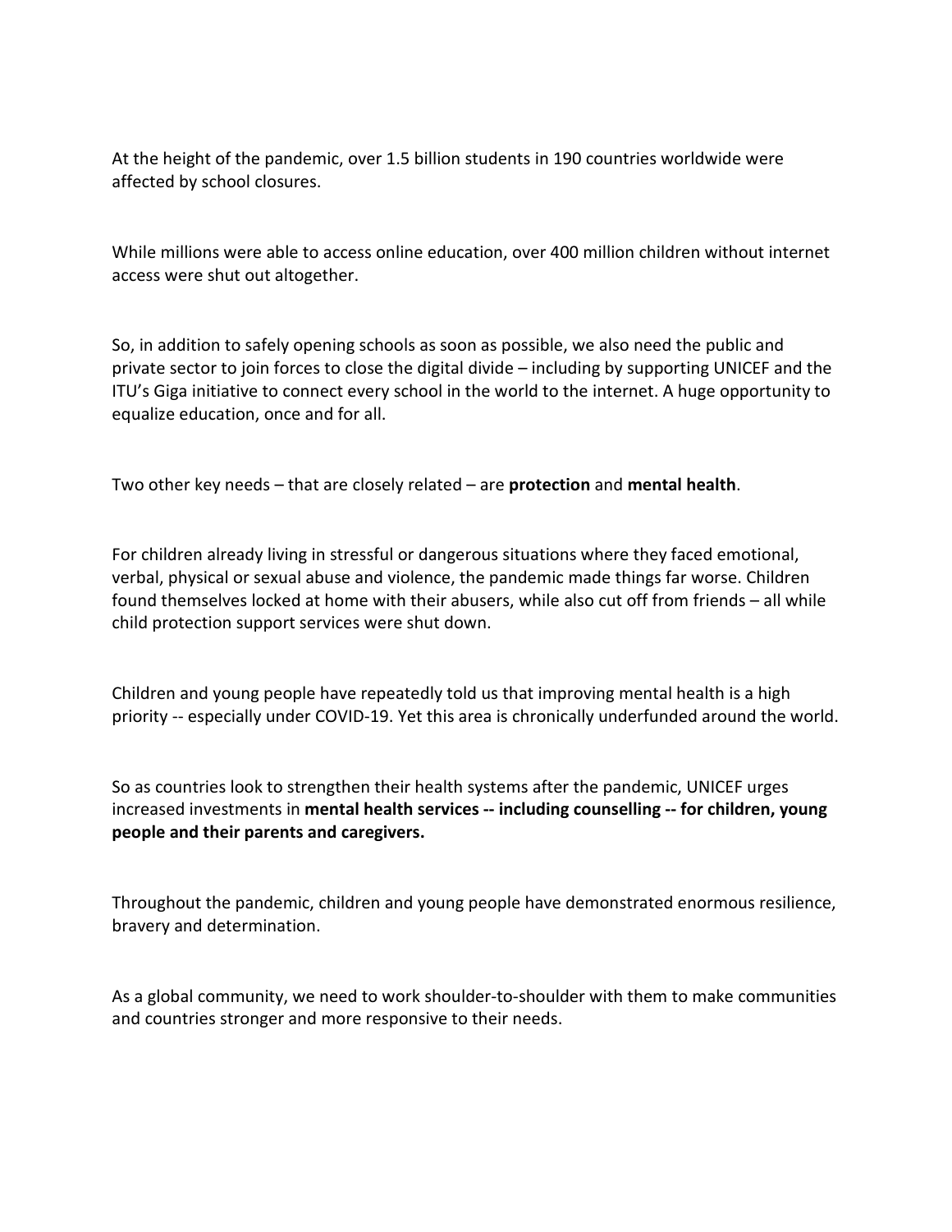At the height of the pandemic, over 1.5 billion students in 190 countries worldwide were affected by school closures.

While millions were able to access online education, over 400 million children without internet access were shut out altogether.

So, in addition to safely opening schools as soon as possible, we also need the public and private sector to join forces to close the digital divide – including by supporting UNICEF and the ITU's Giga initiative to connect every school in the world to the internet. A huge opportunity to equalize education, once and for all.

Two other key needs – that are closely related – are **protection** and **mental health**.

For children already living in stressful or dangerous situations where they faced emotional, verbal, physical or sexual abuse and violence, the pandemic made things far worse. Children found themselves locked at home with their abusers, while also cut off from friends – all while child protection support services were shut down.

Children and young people have repeatedly told us that improving mental health is a high priority -- especially under COVID-19. Yet this area is chronically underfunded around the world.

So as countries look to strengthen their health systems after the pandemic, UNICEF urges increased investments in **mental health services -- including counselling -- for children, young people and their parents and caregivers.**

Throughout the pandemic, children and young people have demonstrated enormous resilience, bravery and determination.

As a global community, we need to work shoulder-to-shoulder with them to make communities and countries stronger and more responsive to their needs.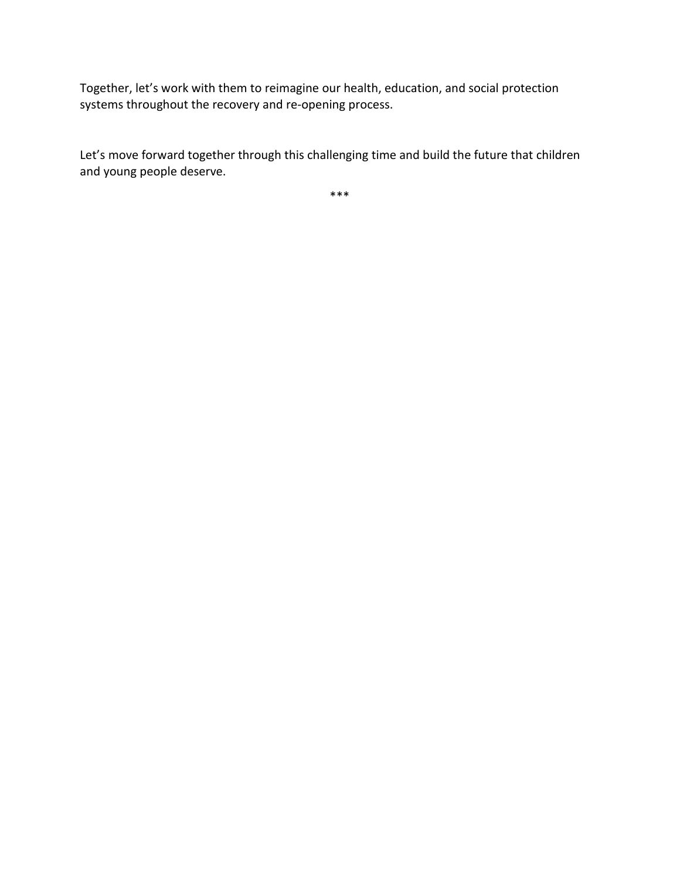Together, let's work with them to reimagine our health, education, and social protection systems throughout the recovery and re-opening process.

Let's move forward together through this challenging time and build the future that children and young people deserve.

***